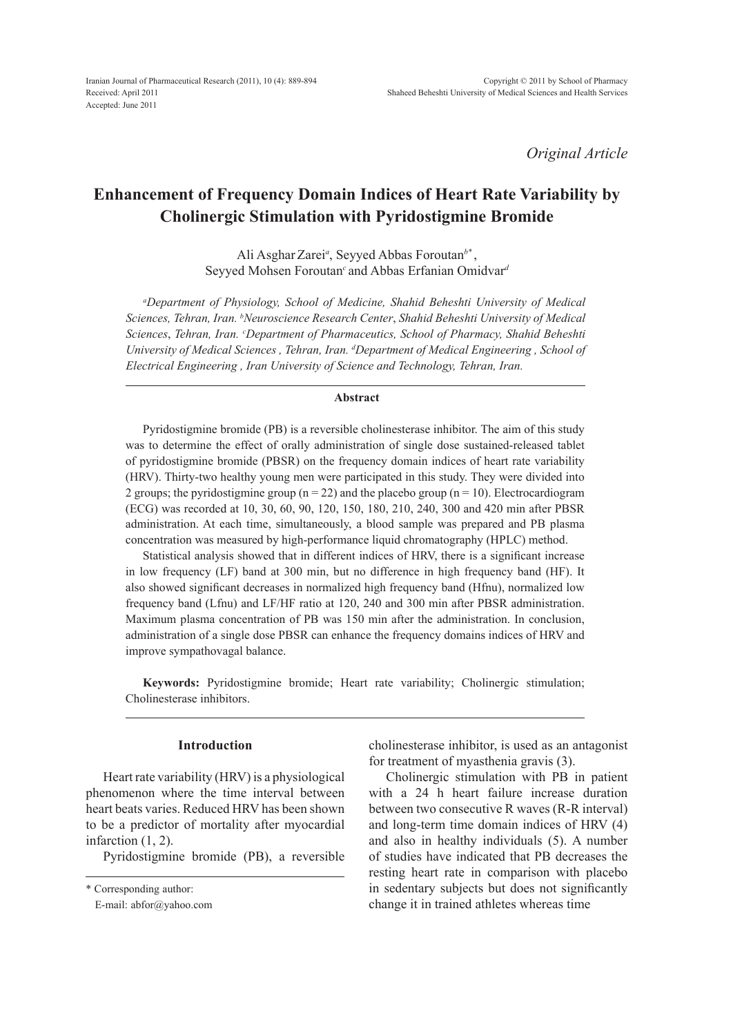*Original Article*

# Enhancement of Frequency Domain Indices of Heart Rate Variability by Cholinergic Stimulation with Pyridostigmine Bromide

Ali Asghar Zarei[a], Seyyed Abbas Foroutan[b*], Seyyed Mohsen Foroutan[c] and Abbas Erfanian Omidvar[d]

*[a]Department of Physiology, School of Medicine, Shahid Beheshti University of Medical Sciences, Tehran, Iran. [b]Neuroscience Research Center, Shahid Beheshti University of Medical Sciences, Tehran, Iran. [c]Department of Pharmaceutics, School of Pharmacy, Shahid Beheshti University of Medical Sciences , Tehran, Iran. [d]Department of Medical Engineering , School of Electrical Engineering , Iran University of Science and Technology, Tehran, Iran.*

### Abstract

Pyridostigmine bromide (PB) is a reversible cholinesterase inhibitor. The aim of this study was to determine the effect of orally administration of single dose sustained-released tablet of pyridostigmine bromide (PBSR) on the frequency domain indices of heart rate variability (HRV). Thirty-two healthy young men were participated in this study. They were divided into 2 groups; the pyridostigmine group (n = 22) and the placebo group (n = 10). Electrocardiogram (ECG) was recorded at 10, 30, 60, 90, 120, 150, 180, 210, 240, 300 and 420 min after PBSR administration. At each time, simultaneously, a blood sample was prepared and PB plasma concentration was measured by high-performance liquid chromatography (HPLC) method.

Statistical analysis showed that in different indices of HRV, there is a significant increase in low frequency (LF) band at 300 min, but no difference in high frequency band (HF). It also showed significant decreases in normalized high frequency band (Hfnu), normalized low frequency band (Lfnu) and LF/HF ratio at 120, 240 and 300 min after PBSR administration. Maximum plasma concentration of PB was 150 min after the administration. In conclusion, administration of a single dose PBSR can enhance the frequency domains indices of HRV and improve sympathovagal balance.

**Keywords:** Pyridostigmine bromide; Heart rate variability; Cholinergic stimulation; Cholinesterase inhibitors.

## Introduction

Heart rate variability (HRV) is a physiological phenomenon where the time interval between heart beats varies. Reduced HRV has been shown to be a predictor of mortality after myocardial infarction (1, 2).

Pyridostigmine bromide (PB), a reversible cholinesterase inhibitor, is used as an antagonist for treatment of myasthenia gravis (3).

Cholinergic stimulation with PB in patient with a 24 h heart failure increase duration between two consecutive R waves (R-R interval) and long-term time domain indices of HRV (4) and also in healthy individuals (5). A number of studies have indicated that PB decreases the resting heart rate in comparison with placebo in sedentary subjects but does not significantly change it in trained athletes whereas time

\* Corresponding author:  
E-mail: abfor@yahoo.com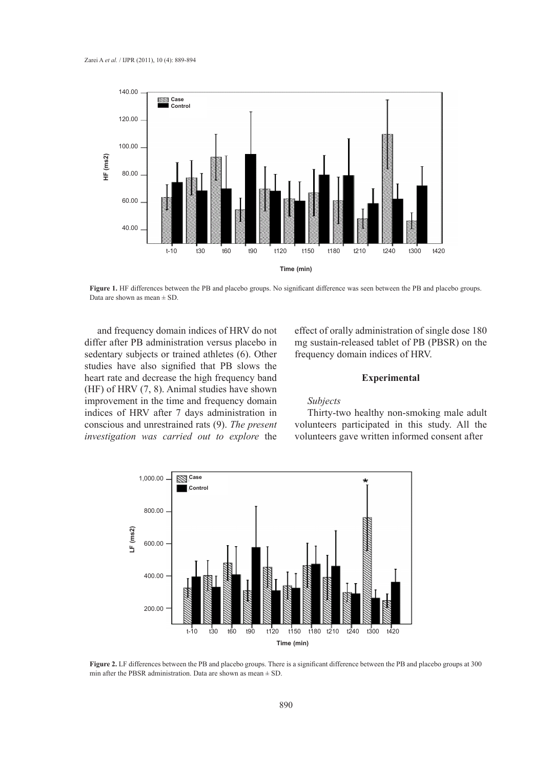**Figure 1.** HF differences between the PB and placebo groups. No significant difference was seen between the PB and placebo groups. Data are shown as mean ± SD.

and frequency domain indices of HRV do not differ after PB administration versus placebo in sedentary subjects or trained athletes (6). Other studies have also signified that PB slows the heart rate and decrease the high frequency band (HF) of HRV (7, 8). Animal studies have shown improvement in the time and frequency domain indices of HRV after 7 days administration in conscious and unrestrained rats (9). *The present investigation was carried out to explore* the effect of orally administration of single dose 180 mg sustain-released tablet of PB (PBSR) on the frequency domain indices of HRV.

## Experimental

*Subjects*

Thirty-two healthy non-smoking male adult volunteers participated in this study. All the volunteers gave written informed consent after

**Figure 2.** LF differences between the PB and placebo groups. There is a significant difference between the PB and placebo groups at 300 min after the PBSR administration. Data are shown as mean ± SD.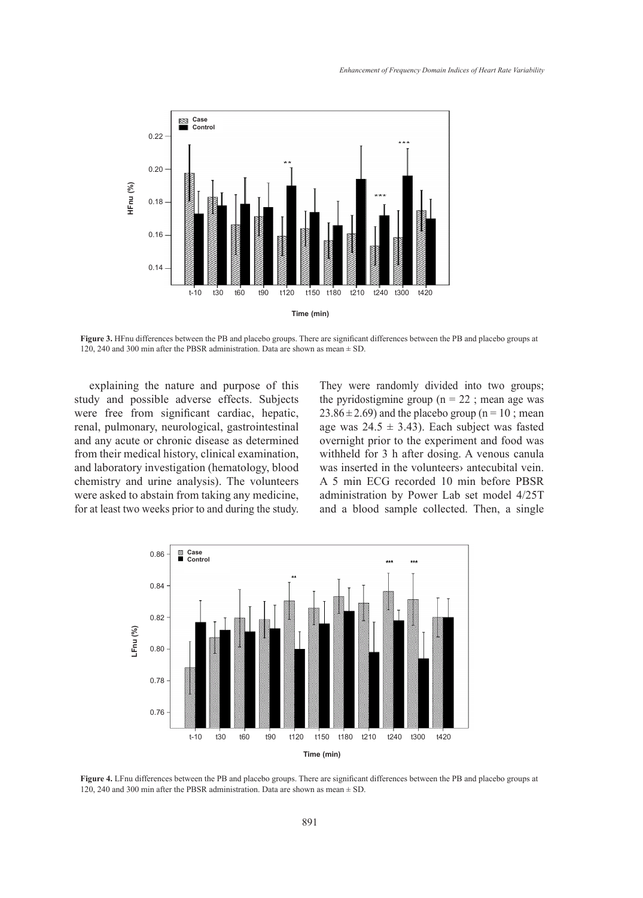Figure 3. HFnu differences between the PB and placebo groups. There are significant differences between the PB and placebo groups at 120, 240 and 300 min after the PBSR administration. Data are shown as mean ± SD.

explaining the nature and purpose of this study and possible adverse effects. Subjects were free from significant cardiac, hepatic, renal, pulmonary, neurological, gastrointestinal and any acute or chronic disease as determined from their medical history, clinical examination, and laboratory investigation (hematology, blood chemistry and urine analysis). The volunteers were asked to abstain from taking any medicine, for at least two weeks prior to and during the study. They were randomly divided into two groups; the pyridostigmine group (n = 22 ; mean age was $23.86 \pm 2.69$) and the placebo group (n = 10 ; mean age was $24.5 \pm 3.43$). Each subject was fasted overnight prior to the experiment and food was withheld for 3 h after dosing. A venous canula was inserted in the volunteers› antecubital vein. A 5 min ECG recorded 10 min before PBSR administration by Power Lab set model 4/25T and a blood sample collected. Then, a single

Figure 4. LFnu differences between the PB and placebo groups. There are significant differences between the PB and placebo groups at 120, 240 and 300 min after the PBSR administration. Data are shown as mean ± SD.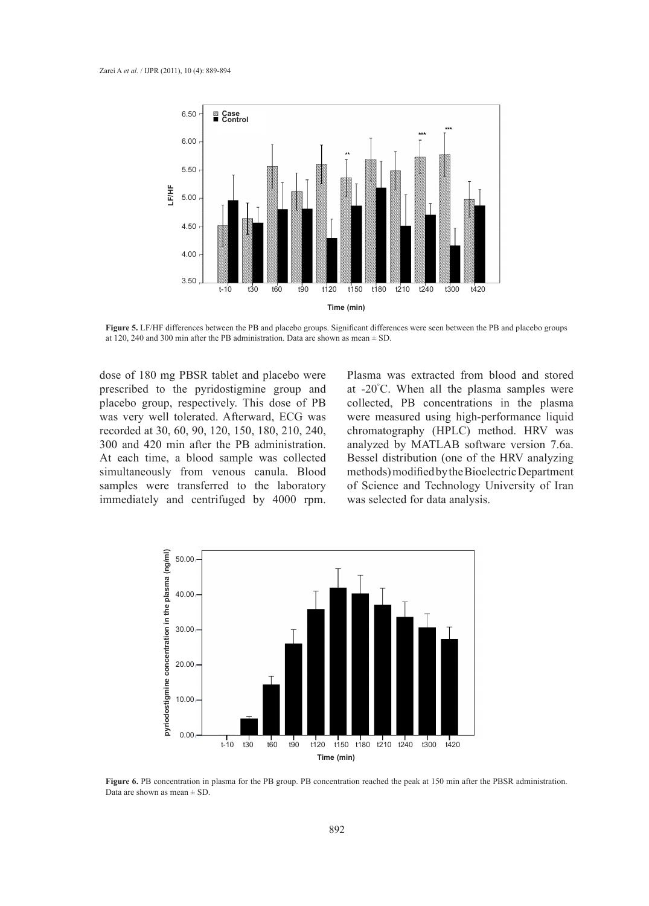**Figure 5.** LF/HF differences between the PB and placebo groups. Significant differences were seen between the PB and placebo groups at 120, 240 and 300 min after the PB administration. Data are shown as mean ± SD.

dose of 180 mg PBSR tablet and placebo were prescribed to the pyridostigmine group and placebo group, respectively. This dose of PB was very well tolerated. Afterward, ECG was recorded at 30, 60, 90, 120, 150, 180, 210, 240, 300 and 420 min after the PB administration. At each time, a blood sample was collected simultaneously from venous canula. Blood samples were transferred to the laboratory immediately and centrifuged by 4000 rpm. Plasma was extracted from blood and stored at -20°C. When all the plasma samples were collected, PB concentrations in the plasma were measured using high-performance liquid chromatography (HPLC) method. HRV was analyzed by MATLAB software version 7.6a. Bessel distribution (one of the HRV analyzing methods) modified by the Bioelectric Department of Science and Technology University of Iran was selected for data analysis.

**Figure 6.** PB concentration in plasma for the PB group. PB concentration reached the peak at 150 min after the PBSR administration. Data are shown as mean ± SD.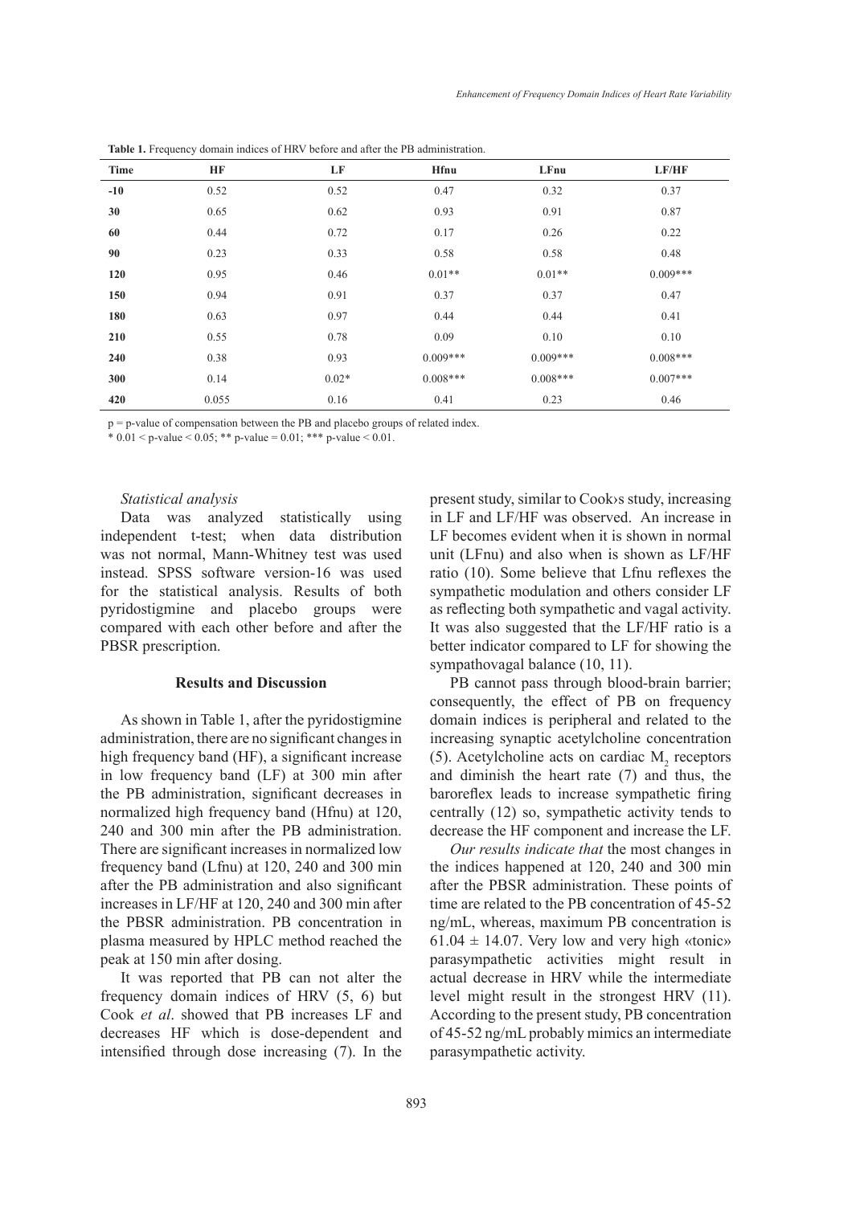**Table 1.** Frequency domain indices of HRV before and after the PB administration.

| Time | HF | LF | Hfnu | LFnu | LF/HF |
|---|---|---|---|---|---|
| -10 | 0.52 | 0.52 | 0.47 | 0.32 | 0.37 |
| 30 | 0.65 | 0.62 | 0.93 | 0.91 | 0.87 |
| 60 | 0.44 | 0.72 | 0.17 | 0.26 | 0.22 |
| 90 | 0.23 | 0.33 | 0.58 | 0.58 | 0.48 |
| 120 | 0.95 | 0.46 | 0.01** | 0.01** | 0.009*** |
| 150 | 0.94 | 0.91 | 0.37 | 0.37 | 0.47 |
| 180 | 0.63 | 0.97 | 0.44 | 0.44 | 0.41 |
| 210 | 0.55 | 0.78 | 0.09 | 0.10 | 0.10 |
| 240 | 0.38 | 0.93 | 0.009*** | 0.009*** | 0.008*** |
| 300 | 0.14 | 0.02* | 0.008*** | 0.008*** | 0.007*** |
| 420 | 0.055 | 0.16 | 0.41 | 0.23 | 0.46 |

p = p-value of compensation between the PB and placebo groups of related index.

* $0.01 < \text{p-value} < 0.05$; ** p-value = 0.01; *** p-value < 0.01.

*Statistical analysis*

Data was analyzed statistically using independent t-test; when data distribution was not normal, Mann-Whitney test was used instead. SPSS software version-16 was used for the statistical analysis. Results of both pyridostigmine and placebo groups were compared with each other before and after the PBSR prescription.

## Results and Discussion

As shown in Table 1, after the pyridostigmine administration, there are no significant changes in high frequency band (HF), a significant increase in low frequency band (LF) at 300 min after the PB administration, significant decreases in normalized high frequency band (Hfnu) at 120, 240 and 300 min after the PB administration. There are significant increases in normalized low frequency band (Lfnu) at 120, 240 and 300 min after the PB administration and also significant increases in LF/HF at 120, 240 and 300 min after the PBSR administration. PB concentration in plasma measured by HPLC method reached the peak at 150 min after dosing.

It was reported that PB can not alter the frequency domain indices of HRV (5, 6) but Cook *et al*. showed that PB increases LF and decreases HF which is dose-dependent and intensified through dose increasing (7). In the present study, similar to Cook›s study, increasing in LF and LF/HF was observed. An increase in LF becomes evident when it is shown in normal unit (LFnu) and also when is shown as LF/HF ratio (10). Some believe that Lfnu reflexes the sympathetic modulation and others consider LF as reflecting both sympathetic and vagal activity. It was also suggested that the LF/HF ratio is a better indicator compared to LF for showing the sympathovagal balance (10, 11).

PB cannot pass through blood-brain barrier; consequently, the effect of PB on frequency domain indices is peripheral and related to the increasing synaptic acetylcholine concentration (5). Acetylcholine acts on cardiac $M_2$ receptors and diminish the heart rate (7) and thus, the baroreflex leads to increase sympathetic firing centrally (12) so, sympathetic activity tends to decrease the HF component and increase the LF.

*Our results indicate that* the most changes in the indices happened at 120, 240 and 300 min after the PBSR administration. These points of time are related to the PB concentration of 45-52 ng/mL, whereas, maximum PB concentration is $61.04 \pm 14.07$. Very low and very high «tonic» parasympathetic activities might result in actual decrease in HRV while the intermediate level might result in the strongest HRV (11). According to the present study, PB concentration of 45-52 ng/mL probably mimics an intermediate parasympathetic activity.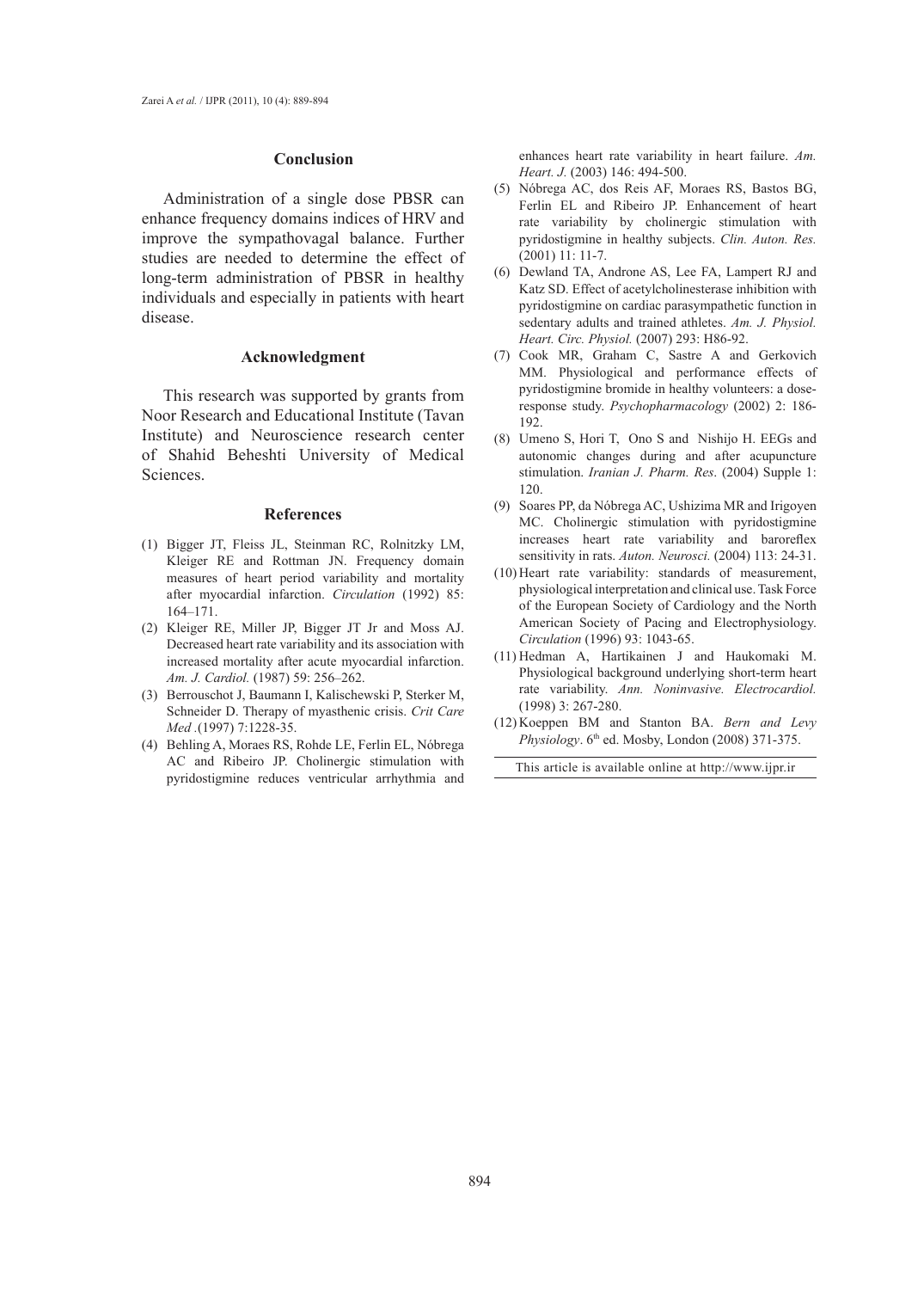## Conclusion

Administration of a single dose PBSR can enhance frequency domains indices of HRV and improve the sympathovagal balance. Further studies are needed to determine the effect of long-term administration of PBSR in healthy individuals and especially in patients with heart disease.

## Acknowledgment

This research was supported by grants from Noor Research and Educational Institute (Tavan Institute) and Neuroscience research center of Shahid Beheshti University of Medical Sciences.

## References

(1) Bigger JT, Fleiss JL, Steinman RC, Rolnitzky LM, Kleiger RE and Rottman JN. Frequency domain measures of heart period variability and mortality after myocardial infarction. *Circulation* (1992) 85: 164–171.

(2) Kleiger RE, Miller JP, Bigger JT Jr and Moss AJ. Decreased heart rate variability and its association with increased mortality after acute myocardial infarction. *Am. J. Cardiol.* (1987) 59: 256–262.

(3) Berrouschot J, Baumann I, Kalischewski P, Sterker M, Schneider D. Therapy of myasthenic crisis. *Crit Care Med* .(1997) 7:1228-35.

(4) Behling A, Moraes RS, Rohde LE, Ferlin EL, Nóbrega AC and Ribeiro JP. Cholinergic stimulation with pyridostigmine reduces ventricular arrhythmia and enhances heart rate variability in heart failure. *Am. Heart. J.* (2003) 146: 494-500.

(5) Nóbrega AC, dos Reis AF, Moraes RS, Bastos BG, Ferlin EL and Ribeiro JP. Enhancement of heart rate variability by cholinergic stimulation with pyridostigmine in healthy subjects. *Clin. Auton. Res.* (2001) 11: 11-7.

(6) Dewland TA, Androne AS, Lee FA, Lampert RJ and Katz SD. Effect of acetylcholinesterase inhibition with pyridostigmine on cardiac parasympathetic function in sedentary adults and trained athletes. *Am. J. Physiol. Heart. Circ. Physiol.* (2007) 293: H86-92.

(7) Cook MR, Graham C, Sastre A and Gerkovich MM. Physiological and performance effects of pyridostigmine bromide in healthy volunteers: a dose-response study. *Psychopharmacology* (2002) 2: 186-192.

(8) Umeno S, Hori T, Ono S and Nishijo H. EEGs and autonomic changes during and after acupuncture stimulation. *Iranian J. Pharm. Res*. (2004) Supple 1: 120.

(9) Soares PP, da Nóbrega AC, Ushizima MR and Irigoyen MC. Cholinergic stimulation with pyridostigmine increases heart rate variability and baroreflex sensitivity in rats. *Auton. Neurosci.* (2004) 113: 24-31.

(10) Heart rate variability: standards of measurement, physiological interpretation and clinical use. Task Force of the European Society of Cardiology and the North American Society of Pacing and Electrophysiology. *Circulation* (1996) 93: 1043-65.

(11) Hedman A, Hartikainen J and Haukomaki M. Physiological background underlying short-term heart rate variability. *Ann. Noninvasive. Electrocardiol.* (1998) 3: 267-280.

(12) Koeppen BM and Stanton BA. *Bern and Levy Physiology*. 6th ed. Mosby, London (2008) 371-375.

This article is available online at http://www.ijpr.ir